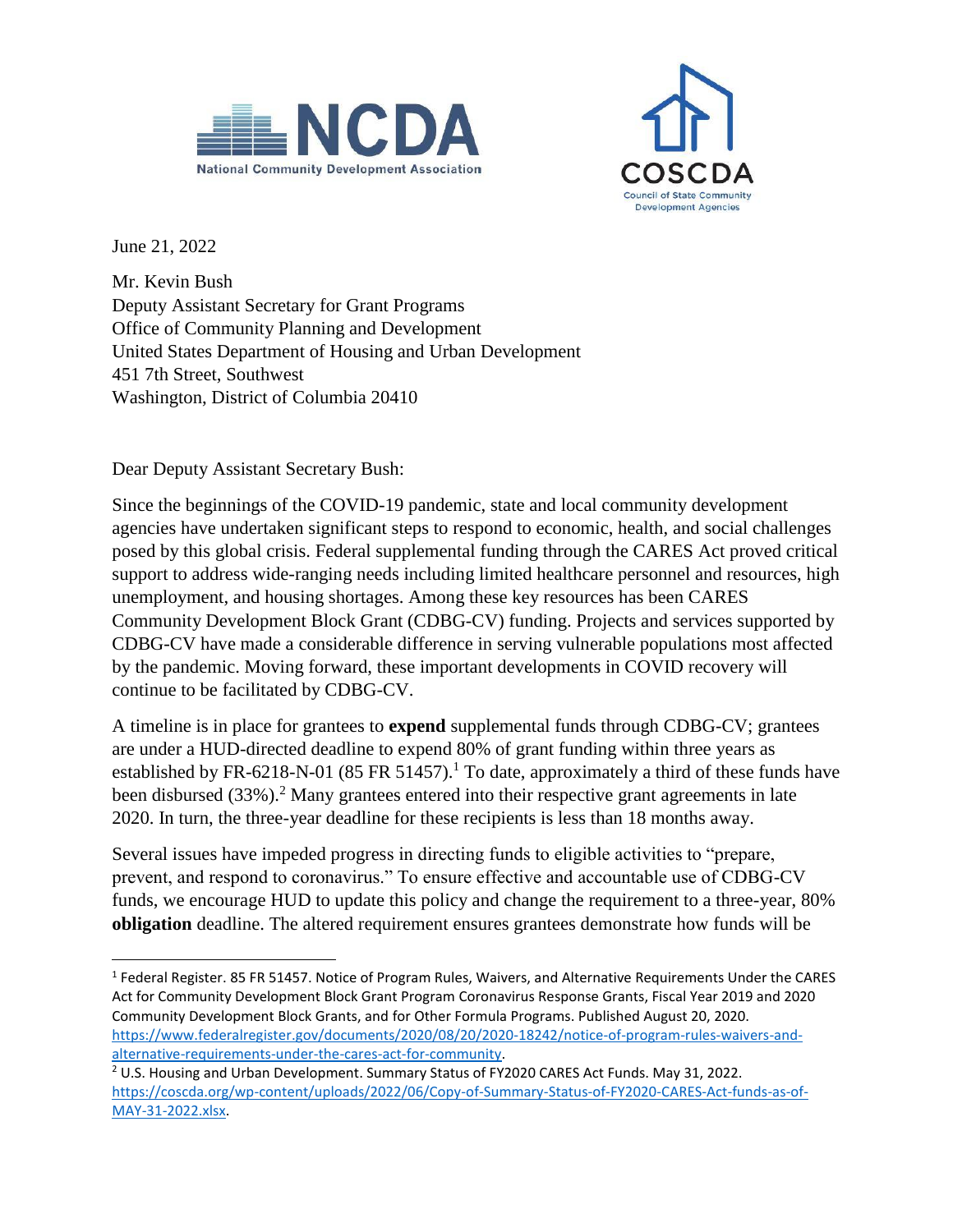NCDA
National Community Development Association

COSCDA
Council of State Community Development Agencies

June 21, 2022

Mr. Kevin Bush
Deputy Assistant Secretary for Grant Programs
Office of Community Planning and Development
United States Department of Housing and Urban Development
451 7th Street, Southwest
Washington, District of Columbia 20410

Dear Deputy Assistant Secretary Bush:

Since the beginnings of the COVID-19 pandemic, state and local community development agencies have undertaken significant steps to respond to economic, health, and social challenges posed by this global crisis. Federal supplemental funding through the CARES Act proved critical support to address wide-ranging needs including limited healthcare personnel and resources, high unemployment, and housing shortages. Among these key resources has been CARES Community Development Block Grant (CDBG-CV) funding. Projects and services supported by CDBG-CV have made a considerable difference in serving vulnerable populations most affected by the pandemic. Moving forward, these important developments in COVID recovery will continue to be facilitated by CDBG-CV.

A timeline is in place for grantees to **expend** supplemental funds through CDBG-CV; grantees are under a HUD-directed deadline to expend 80% of grant funding within three years as established by FR-6218-N-01 (85 FR 51457).[1] To date, approximately a third of these funds have been disbursed (33%).[2] Many grantees entered into their respective grant agreements in late 2020. In turn, the three-year deadline for these recipients is less than 18 months away.

Several issues have impeded progress in directing funds to eligible activities to "prepare, prevent, and respond to coronavirus." To ensure effective and accountable use of CDBG-CV funds, we encourage HUD to update this policy and change the requirement to a three-year, 80% **obligation** deadline. The altered requirement ensures grantees demonstrate how funds will be

---

[1] Federal Register. 85 FR 51457. Notice of Program Rules, Waivers, and Alternative Requirements Under the CARES Act for Community Development Block Grant Program Coronavirus Response Grants, Fiscal Year 2019 and 2020 Community Development Block Grants, and for Other Formula Programs. Published August 20, 2020. https://www.federalregister.gov/documents/2020/08/20/2020-18242/notice-of-program-rules-waivers-and-alternative-requirements-under-the-cares-act-for-community.

[2] U.S. Housing and Urban Development. Summary Status of FY2020 CARES Act Funds. May 31, 2022. https://coscda.org/wp-content/uploads/2022/06/Copy-of-Summary-Status-of-FY2020-CARES-Act-funds-as-of-MAY-31-2022.xlsx.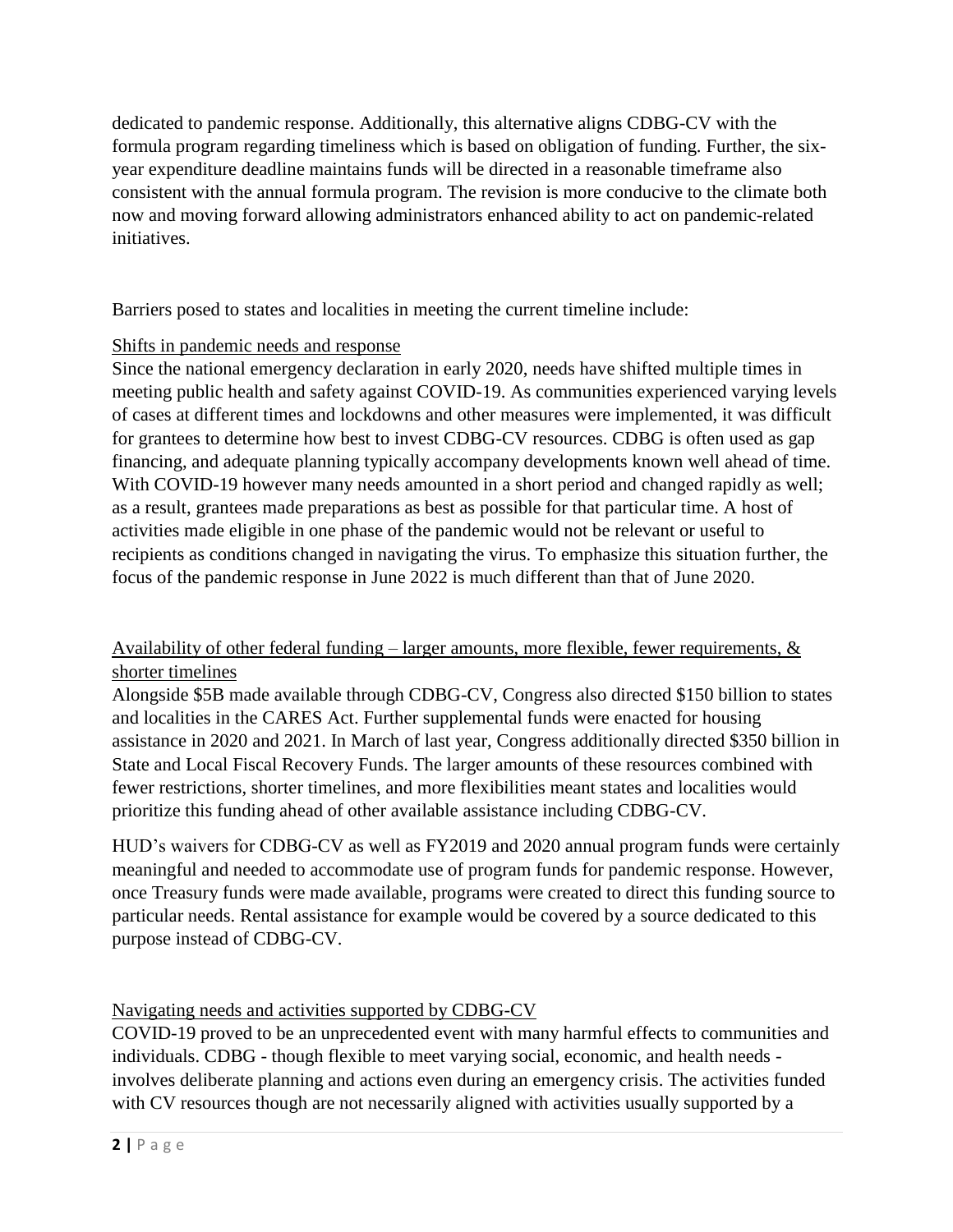dedicated to pandemic response. Additionally, this alternative aligns CDBG-CV with the formula program regarding timeliness which is based on obligation of funding. Further, the six-year expenditure deadline maintains funds will be directed in a reasonable timeframe also consistent with the annual formula program. The revision is more conducive to the climate both now and moving forward allowing administrators enhanced ability to act on pandemic-related initiatives.

Barriers posed to states and localities in meeting the current timeline include:

<u>Shifts in pandemic needs and response</u>

Since the national emergency declaration in early 2020, needs have shifted multiple times in meeting public health and safety against COVID-19. As communities experienced varying levels of cases at different times and lockdowns and other measures were implemented, it was difficult for grantees to determine how best to invest CDBG-CV resources. CDBG is often used as gap financing, and adequate planning typically accompany developments known well ahead of time. With COVID-19 however many needs amounted in a short period and changed rapidly as well; as a result, grantees made preparations as best as possible for that particular time. A host of activities made eligible in one phase of the pandemic would not be relevant or useful to recipients as conditions changed in navigating the virus. To emphasize this situation further, the focus of the pandemic response in June 2022 is much different than that of June 2020.

<u>Availability of other federal funding – larger amounts, more flexible, fewer requirements, & shorter timelines</u>

Alongside $5B made available through CDBG-CV, Congress also directed $150 billion to states and localities in the CARES Act. Further supplemental funds were enacted for housing assistance in 2020 and 2021. In March of last year, Congress additionally directed $350 billion in State and Local Fiscal Recovery Funds. The larger amounts of these resources combined with fewer restrictions, shorter timelines, and more flexibilities meant states and localities would prioritize this funding ahead of other available assistance including CDBG-CV.

HUD's waivers for CDBG-CV as well as FY2019 and 2020 annual program funds were certainly meaningful and needed to accommodate use of program funds for pandemic response. However, once Treasury funds were made available, programs were created to direct this funding source to particular needs. Rental assistance for example would be covered by a source dedicated to this purpose instead of CDBG-CV.

<u>Navigating needs and activities supported by CDBG-CV</u>

COVID-19 proved to be an unprecedented event with many harmful effects to communities and individuals. CDBG - though flexible to meet varying social, economic, and health needs - involves deliberate planning and actions even during an emergency crisis. The activities funded with CV resources though are not necessarily aligned with activities usually supported by a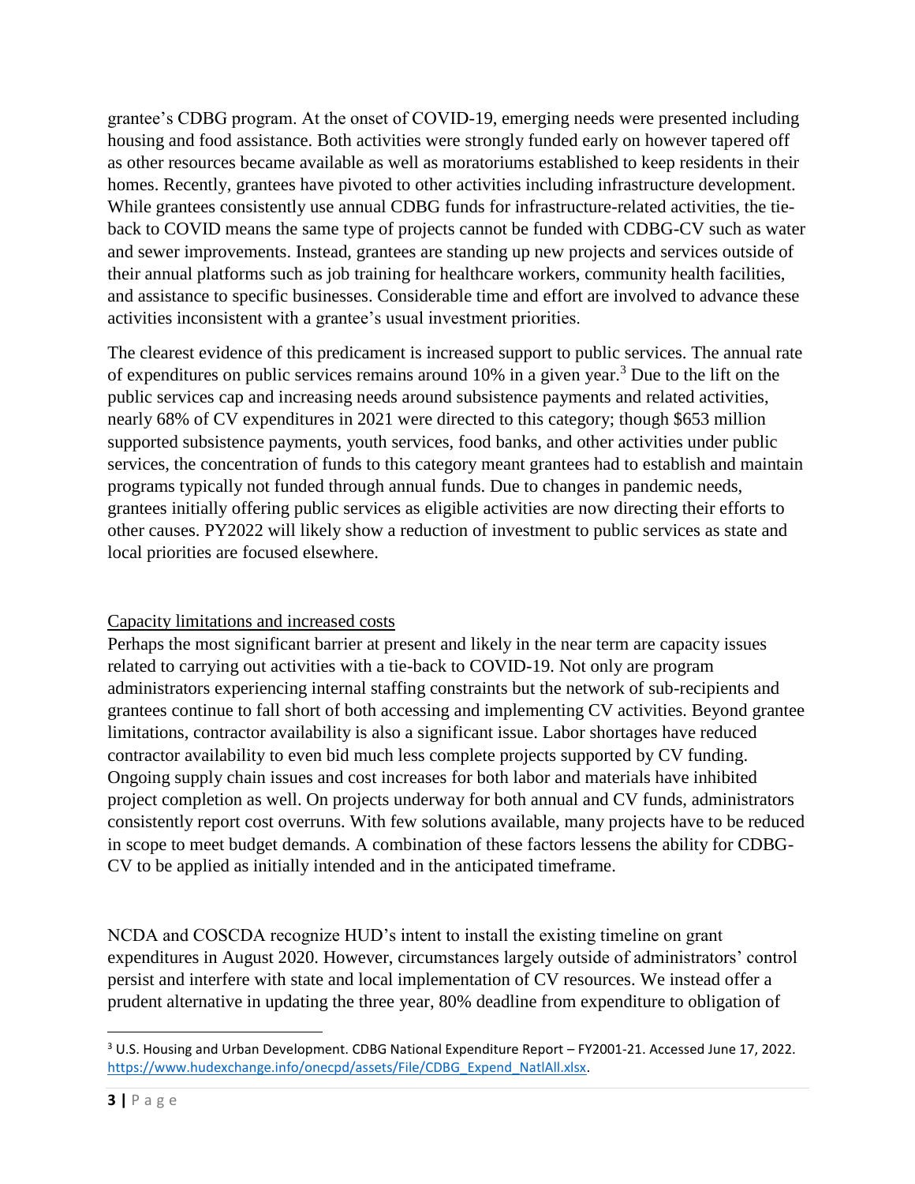grantee's CDBG program. At the onset of COVID-19, emerging needs were presented including housing and food assistance. Both activities were strongly funded early on however tapered off as other resources became available as well as moratoriums established to keep residents in their homes. Recently, grantees have pivoted to other activities including infrastructure development. While grantees consistently use annual CDBG funds for infrastructure-related activities, the tie-back to COVID means the same type of projects cannot be funded with CDBG-CV such as water and sewer improvements. Instead, grantees are standing up new projects and services outside of their annual platforms such as job training for healthcare workers, community health facilities, and assistance to specific businesses. Considerable time and effort are involved to advance these activities inconsistent with a grantee's usual investment priorities.

The clearest evidence of this predicament is increased support to public services. The annual rate of expenditures on public services remains around 10% in a given year.[3] Due to the lift on the public services cap and increasing needs around subsistence payments and related activities, nearly 68% of CV expenditures in 2021 were directed to this category; though $653 million supported subsistence payments, youth services, food banks, and other activities under public services, the concentration of funds to this category meant grantees had to establish and maintain programs typically not funded through annual funds. Due to changes in pandemic needs, grantees initially offering public services as eligible activities are now directing their efforts to other causes. PY2022 will likely show a reduction of investment to public services as state and local priorities are focused elsewhere.

<u>Capacity limitations and increased costs</u>

Perhaps the most significant barrier at present and likely in the near term are capacity issues related to carrying out activities with a tie-back to COVID-19. Not only are program administrators experiencing internal staffing constraints but the network of sub-recipients and grantees continue to fall short of both accessing and implementing CV activities. Beyond grantee limitations, contractor availability is also a significant issue. Labor shortages have reduced contractor availability to even bid much less complete projects supported by CV funding. Ongoing supply chain issues and cost increases for both labor and materials have inhibited project completion as well. On projects underway for both annual and CV funds, administrators consistently report cost overruns. With few solutions available, many projects have to be reduced in scope to meet budget demands. A combination of these factors lessens the ability for CDBG-CV to be applied as initially intended and in the anticipated timeframe.

NCDA and COSCDA recognize HUD's intent to install the existing timeline on grant expenditures in August 2020. However, circumstances largely outside of administrators' control persist and interfere with state and local implementation of CV resources. We instead offer a prudent alternative in updating the three year, 80% deadline from expenditure to obligation of

---

[3] U.S. Housing and Urban Development. CDBG National Expenditure Report – FY2001-21. Accessed June 17, 2022. https://www.hudexchange.info/onecpd/assets/File/CDBG_Expend_NatlAll.xlsx.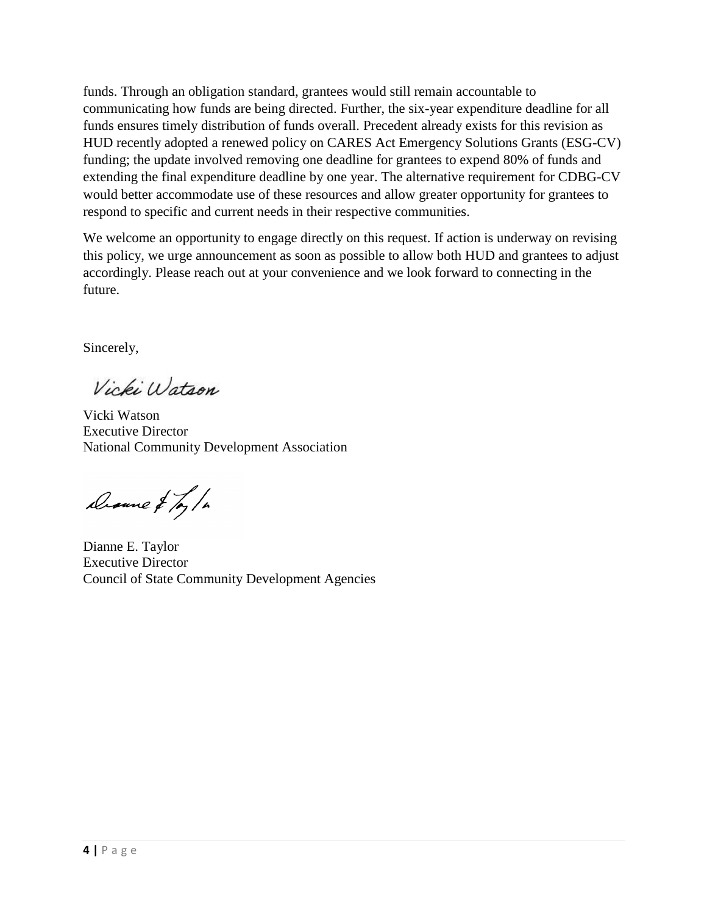funds. Through an obligation standard, grantees would still remain accountable to communicating how funds are being directed. Further, the six-year expenditure deadline for all funds ensures timely distribution of funds overall. Precedent already exists for this revision as HUD recently adopted a renewed policy on CARES Act Emergency Solutions Grants (ESG-CV) funding; the update involved removing one deadline for grantees to expend 80% of funds and extending the final expenditure deadline by one year. The alternative requirement for CDBG-CV would better accommodate use of these resources and allow greater opportunity for grantees to respond to specific and current needs in their respective communities.

We welcome an opportunity to engage directly on this request. If action is underway on revising this policy, we urge announcement as soon as possible to allow both HUD and grantees to adjust accordingly. Please reach out at your convenience and we look forward to connecting in the future.

Sincerely,

Vicki Watson

Vicki Watson
Executive Director
National Community Development Association

Dianne E. Taylor

Dianne E. Taylor
Executive Director
Council of State Community Development Agencies